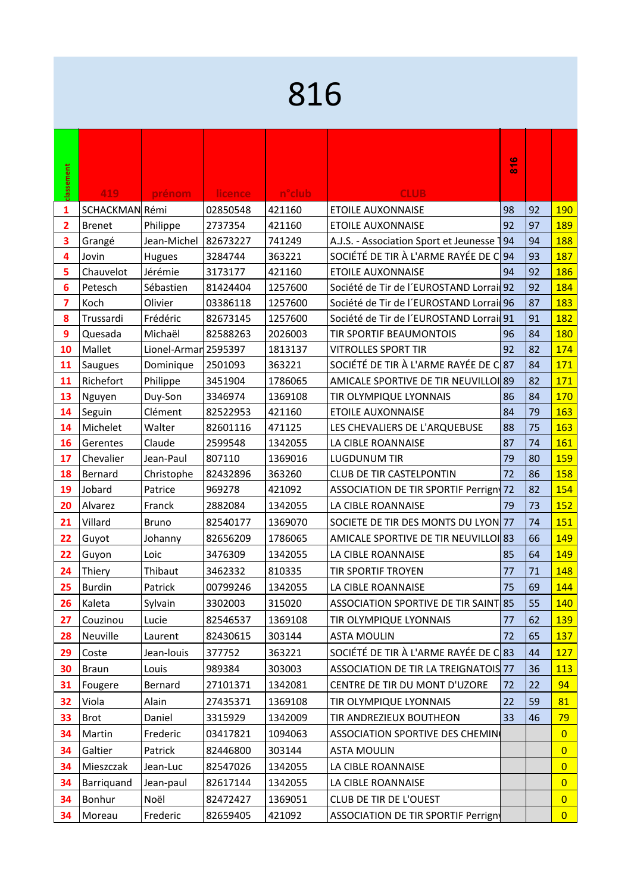# 816

| classement | 419 | prénom | licence | n°club | CLUB | 816 | | |
|---|---|---|---|---|---|---|---|---|
| 1 | SCHACKMAN | Rémi | 02850548 | 421160 | ETOILE AUXONNAISE | 98 | 92 | 190 |
| 2 | Brenet | Philippe | 2737354 | 421160 | ETOILE AUXONNAISE | 92 | 97 | 189 |
| 3 | Grangé | Jean-Michel | 82673227 | 741249 | A.J.S. - Association Sport et Jeunesse T | 94 | 94 | 188 |
| 4 | Jovin | Hugues | 3284744 | 363221 | SOCIÉTÉ DE TIR À L'ARME RAYÉE DE C | 94 | 93 | 187 |
| 5 | Chauvelot | Jérémie | 3173177 | 421160 | ETOILE AUXONNAISE | 94 | 92 | 186 |
| 6 | Petesch | Sébastien | 81424404 | 1257600 | Société de Tir de l´EUROSTAND Lorrai | 92 | 92 | 184 |
| 7 | Koch | Olivier | 03386118 | 1257600 | Société de Tir de l´EUROSTAND Lorrai | 96 | 87 | 183 |
| 8 | Trussardi | Frédéric | 82673145 | 1257600 | Société de Tir de l´EUROSTAND Lorrai | 91 | 91 | 182 |
| 9 | Quesada | Michaël | 82588263 | 2026003 | TIR SPORTIF BEAUMONTOIS | 96 | 84 | 180 |
| 10 | Mallet | Lionel-Armar | 2595397 | 1813137 | VITROLLES SPORT TIR | 92 | 82 | 174 |
| 11 | Saugues | Dominique | 2501093 | 363221 | SOCIÉTÉ DE TIR À L'ARME RAYÉE DE C | 87 | 84 | 171 |
| 11 | Richefort | Philippe | 3451904 | 1786065 | AMICALE SPORTIVE DE TIR NEUVILLOI | 89 | 82 | 171 |
| 13 | Nguyen | Duy-Son | 3346974 | 1369108 | TIR OLYMPIQUE LYONNAIS | 86 | 84 | 170 |
| 14 | Seguin | Clément | 82522953 | 421160 | ETOILE AUXONNAISE | 84 | 79 | 163 |
| 14 | Michelet | Walter | 82601116 | 471125 | LES CHEVALIERS DE L'ARQUEBUSE | 88 | 75 | 163 |
| 16 | Gerentes | Claude | 2599548 | 1342055 | LA CIBLE ROANNAISE | 87 | 74 | 161 |
| 17 | Chevalier | Jean-Paul | 807110 | 1369016 | LUGDUNUM TIR | 79 | 80 | 159 |
| 18 | Bernard | Christophe | 82432896 | 363260 | CLUB DE TIR CASTELPONTIN | 72 | 86 | 158 |
| 19 | Jobard | Patrice | 969278 | 421092 | ASSOCIATION DE TIR SPORTIF Perrigny | 72 | 82 | 154 |
| 20 | Alvarez | Franck | 2882084 | 1342055 | LA CIBLE ROANNAISE | 79 | 73 | 152 |
| 21 | Villard | Bruno | 82540177 | 1369070 | SOCIETE DE TIR DES MONTS DU LYON | 77 | 74 | 151 |
| 22 | Guyot | Johanny | 82656209 | 1786065 | AMICALE SPORTIVE DE TIR NEUVILLOI | 83 | 66 | 149 |
| 22 | Guyon | Loic | 3476309 | 1342055 | LA CIBLE ROANNAISE | 85 | 64 | 149 |
| 24 | Thiery | Thibaut | 3462332 | 810335 | TIR SPORTIF TROYEN | 77 | 71 | 148 |
| 25 | Burdin | Patrick | 00799246 | 1342055 | LA CIBLE ROANNAISE | 75 | 69 | 144 |
| 26 | Kaleta | Sylvain | 3302003 | 315020 | ASSOCIATION SPORTIVE DE TIR SAINT | 85 | 55 | 140 |
| 27 | Couzinou | Lucie | 82546537 | 1369108 | TIR OLYMPIQUE LYONNAIS | 77 | 62 | 139 |
| 28 | Neuville | Laurent | 82430615 | 303144 | ASTA MOULIN | 72 | 65 | 137 |
| 29 | Coste | Jean-louis | 377752 | 363221 | SOCIÉTÉ DE TIR À L'ARME RAYÉE DE C | 83 | 44 | 127 |
| 30 | Braun | Louis | 989384 | 303003 | ASSOCIATION DE TIR LA TREIGNATOIS | 77 | 36 | 113 |
| 31 | Fougere | Bernard | 27101371 | 1342081 | CENTRE DE TIR DU MONT D'UZORE | 72 | 22 | 94 |
| 32 | Viola | Alain | 27435371 | 1369108 | TIR OLYMPIQUE LYONNAIS | 22 | 59 | 81 |
| 33 | Brot | Daniel | 3315929 | 1342009 | TIR ANDREZIEUX BOUTHEON | 33 | 46 | 79 |
| 34 | Martin | Frederic | 03417821 | 1094063 | ASSOCIATION SPORTIVE DES CHEMIN | | | 0 |
| 34 | Galtier | Patrick | 82446800 | 303144 | ASTA MOULIN | | | 0 |
| 34 | Mieszczak | Jean-Luc | 82547026 | 1342055 | LA CIBLE ROANNAISE | | | 0 |
| 34 | Barriquand | Jean-paul | 82617144 | 1342055 | LA CIBLE ROANNAISE | | | 0 |
| 34 | Bonhur | Noël | 82472427 | 1369051 | CLUB DE TIR DE L'OUEST | | | 0 |
| 34 | Moreau | Frederic | 82659405 | 421092 | ASSOCIATION DE TIR SPORTIF Perrigny | | | 0 |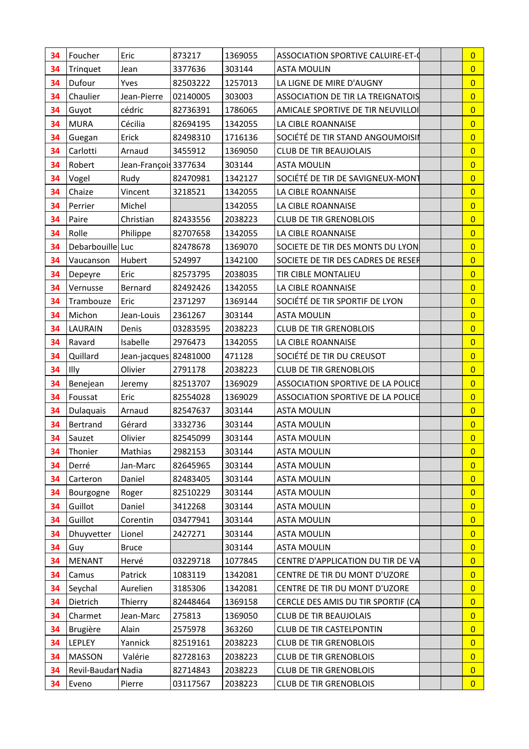| | | | | | | | | |
|---|---|---|---|---|---|---|---|---|
| 34 | Foucher | Eric | 873217 | 1369055 | ASSOCIATION SPORTIVE CALUIRE-ET-( | | | 0 |
| 34 | Trinquet | Jean | 3377636 | 303144 | ASTA MOULIN | | | 0 |
| 34 | Dufour | Yves | 82503222 | 1257013 | LA LIGNE DE MIRE D'AUGNY | | | 0 |
| 34 | Chaulier | Jean-Pierre | 02140005 | 303003 | ASSOCIATION DE TIR LA TREIGNATOIS | | | 0 |
| 34 | Guyot | cédric | 82736391 | 1786065 | AMICALE SPORTIVE DE TIR NEUVILLOI | | | 0 |
| 34 | MURA | Cécilia | 82694195 | 1342055 | LA CIBLE ROANNAISE | | | 0 |
| 34 | Guegan | Erick | 82498310 | 1716136 | SOCIÉTÉ DE TIR STAND ANGOUMOISII | | | 0 |
| 34 | Carlotti | Arnaud | 3455912 | 1369050 | CLUB DE TIR BEAUJOLAIS | | | 0 |
| 34 | Robert | Jean-François | 3377634 | 303144 | ASTA MOULIN | | | 0 |
| 34 | Vogel | Rudy | 82470981 | 1342127 | SOCIÉTÉ DE TIR DE SAVIGNEUX-MONT | | | 0 |
| 34 | Chaize | Vincent | 3218521 | 1342055 | LA CIBLE ROANNAISE | | | 0 |
| 34 | Perrier | Michel | | 1342055 | LA CIBLE ROANNAISE | | | 0 |
| 34 | Paire | Christian | 82433556 | 2038223 | CLUB DE TIR GRENOBLOIS | | | 0 |
| 34 | Rolle | Philippe | 82707658 | 1342055 | LA CIBLE ROANNAISE | | | 0 |
| 34 | Debarbouille | Luc | 82478678 | 1369070 | SOCIETE DE TIR DES MONTS DU LYON | | | 0 |
| 34 | Vaucanson | Hubert | 524997 | 1342100 | SOCIETE DE TIR DES CADRES DE RESEF | | | 0 |
| 34 | Depeyre | Eric | 82573795 | 2038035 | TIR CIBLE MONTALIEU | | | 0 |
| 34 | Vernusse | Bernard | 82492426 | 1342055 | LA CIBLE ROANNAISE | | | 0 |
| 34 | Trambouze | Eric | 2371297 | 1369144 | SOCIÉTÉ DE TIR SPORTIF DE LYON | | | 0 |
| 34 | Michon | Jean-Louis | 2361267 | 303144 | ASTA MOULIN | | | 0 |
| 34 | LAURAIN | Denis | 03283595 | 2038223 | CLUB DE TIR GRENOBLOIS | | | 0 |
| 34 | Ravard | Isabelle | 2976473 | 1342055 | LA CIBLE ROANNAISE | | | 0 |
| 34 | Quillard | Jean-jacques | 82481000 | 471128 | SOCIÉTÉ DE TIR DU CREUSOT | | | 0 |
| 34 | Illy | Olivier | 2791178 | 2038223 | CLUB DE TIR GRENOBLOIS | | | 0 |
| 34 | Benejean | Jeremy | 82513707 | 1369029 | ASSOCIATION SPORTIVE DE LA POLICE | | | 0 |
| 34 | Foussat | Eric | 82554028 | 1369029 | ASSOCIATION SPORTIVE DE LA POLICE | | | 0 |
| 34 | Dulaquais | Arnaud | 82547637 | 303144 | ASTA MOULIN | | | 0 |
| 34 | Bertrand | Gérard | 3332736 | 303144 | ASTA MOULIN | | | 0 |
| 34 | Sauzet | Olivier | 82545099 | 303144 | ASTA MOULIN | | | 0 |
| 34 | Thonier | Mathias | 2982153 | 303144 | ASTA MOULIN | | | 0 |
| 34 | Derré | Jan-Marc | 82645965 | 303144 | ASTA MOULIN | | | 0 |
| 34 | Carteron | Daniel | 82483405 | 303144 | ASTA MOULIN | | | 0 |
| 34 | Bourgogne | Roger | 82510229 | 303144 | ASTA MOULIN | | | 0 |
| 34 | Guillot | Daniel | 3412268 | 303144 | ASTA MOULIN | | | 0 |
| 34 | Guillot | Corentin | 03477941 | 303144 | ASTA MOULIN | | | 0 |
| 34 | Dhuyvetter | Lionel | 2427271 | 303144 | ASTA MOULIN | | | 0 |
| 34 | Guy | Bruce | | 303144 | ASTA MOULIN | | | 0 |
| 34 | MENANT | Hervé | 03229718 | 1077845 | CENTRE D'APPLICATION DU TIR DE VA | | | 0 |
| 34 | Camus | Patrick | 1083119 | 1342081 | CENTRE DE TIR DU MONT D'UZORE | | | 0 |
| 34 | Seychal | Aurelien | 3185306 | 1342081 | CENTRE DE TIR DU MONT D'UZORE | | | 0 |
| 34 | Dietrich | Thierry | 82448464 | 1369158 | CERCLE DES AMIS DU TIR SPORTIF (CA | | | 0 |
| 34 | Charmet | Jean-Marc | 275813 | 1369050 | CLUB DE TIR BEAUJOLAIS | | | 0 |
| 34 | Brugière | Alain | 2575978 | 363260 | CLUB DE TIR CASTELPONTIN | | | 0 |
| 34 | LEPLEY | Yannick | 82519161 | 2038223 | CLUB DE TIR GRENOBLOIS | | | 0 |
| 34 | MASSON | Valérie | 82728163 | 2038223 | CLUB DE TIR GRENOBLOIS | | | 0 |
| 34 | Revil-Baudart | Nadia | 82714843 | 2038223 | CLUB DE TIR GRENOBLOIS | | | 0 |
| 34 | Eveno | Pierre | 03117567 | 2038223 | CLUB DE TIR GRENOBLOIS | | | 0 |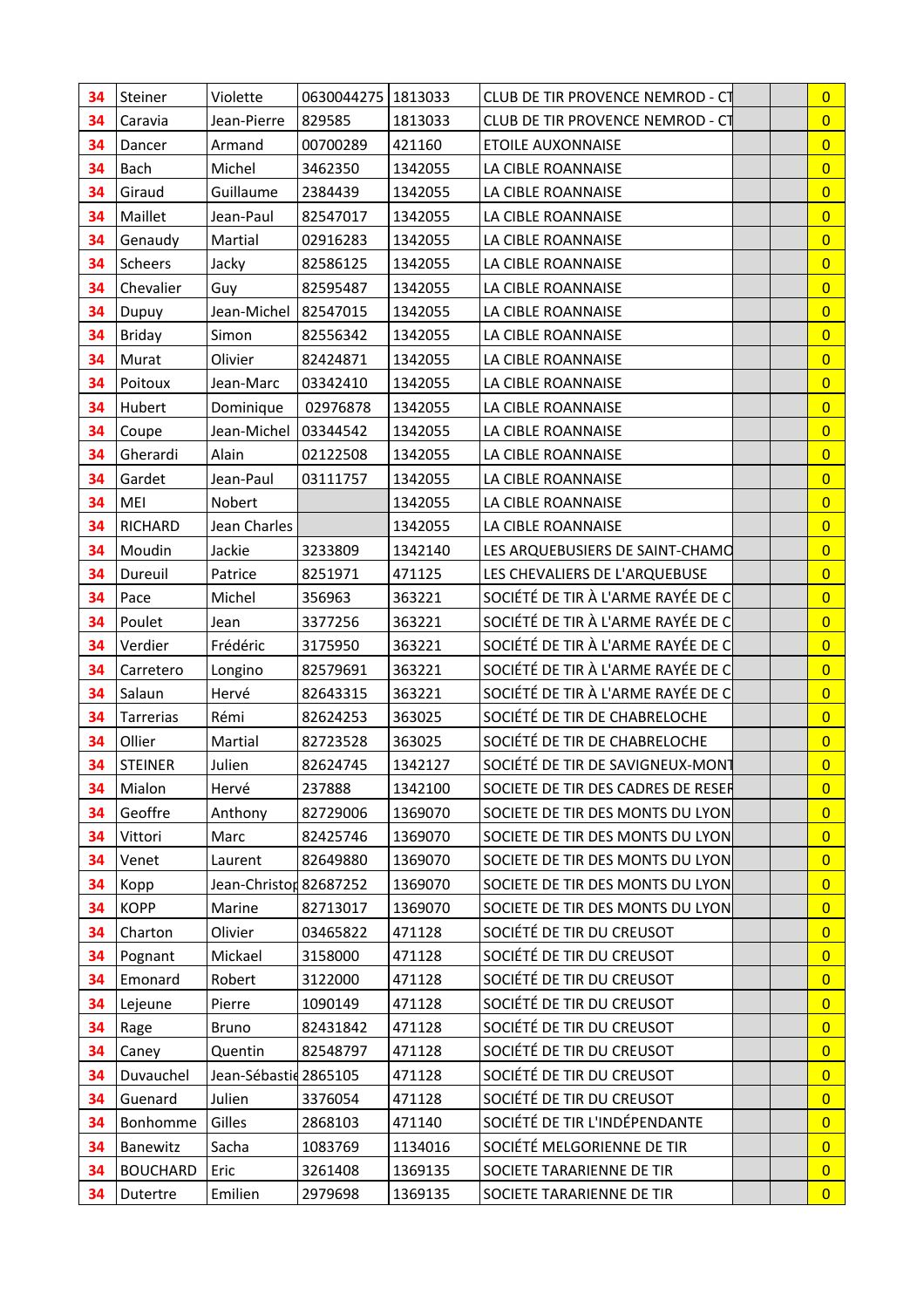| | | | | | | | | |
|---|---|---|---|---|---|---|---|---|
| 34 | Steiner | Violette | 0630044275 | 1813033 | CLUB DE TIR PROVENCE NEMROD - CT | | | 0 |
| 34 | Caravia | Jean-Pierre | 829585 | 1813033 | CLUB DE TIR PROVENCE NEMROD - CT | | | 0 |
| 34 | Dancer | Armand | 00700289 | 421160 | ETOILE AUXONNAISE | | | 0 |
| 34 | Bach | Michel | 3462350 | 1342055 | LA CIBLE ROANNAISE | | | 0 |
| 34 | Giraud | Guillaume | 2384439 | 1342055 | LA CIBLE ROANNAISE | | | 0 |
| 34 | Maillet | Jean-Paul | 82547017 | 1342055 | LA CIBLE ROANNAISE | | | 0 |
| 34 | Genaudy | Martial | 02916283 | 1342055 | LA CIBLE ROANNAISE | | | 0 |
| 34 | Scheers | Jacky | 82586125 | 1342055 | LA CIBLE ROANNAISE | | | 0 |
| 34 | Chevalier | Guy | 82595487 | 1342055 | LA CIBLE ROANNAISE | | | 0 |
| 34 | Dupuy | Jean-Michel | 82547015 | 1342055 | LA CIBLE ROANNAISE | | | 0 |
| 34 | Briday | Simon | 82556342 | 1342055 | LA CIBLE ROANNAISE | | | 0 |
| 34 | Murat | Olivier | 82424871 | 1342055 | LA CIBLE ROANNAISE | | | 0 |
| 34 | Poitoux | Jean-Marc | 03342410 | 1342055 | LA CIBLE ROANNAISE | | | 0 |
| 34 | Hubert | Dominique | 02976878 | 1342055 | LA CIBLE ROANNAISE | | | 0 |
| 34 | Coupe | Jean-Michel | 03344542 | 1342055 | LA CIBLE ROANNAISE | | | 0 |
| 34 | Gherardi | Alain | 02122508 | 1342055 | LA CIBLE ROANNAISE | | | 0 |
| 34 | Gardet | Jean-Paul | 03111757 | 1342055 | LA CIBLE ROANNAISE | | | 0 |
| 34 | MEI | Nobert | | 1342055 | LA CIBLE ROANNAISE | | | 0 |
| 34 | RICHARD | Jean Charles | | 1342055 | LA CIBLE ROANNAISE | | | 0 |
| 34 | Moudin | Jackie | 3233809 | 1342140 | LES ARQUEBUSIERS DE SAINT-CHAMO | | | 0 |
| 34 | Dureuil | Patrice | 8251971 | 471125 | LES CHEVALIERS DE L'ARQUEBUSE | | | 0 |
| 34 | Pace | Michel | 356963 | 363221 | SOCIÉTÉ DE TIR À L'ARME RAYÉE DE C | | | 0 |
| 34 | Poulet | Jean | 3377256 | 363221 | SOCIÉTÉ DE TIR À L'ARME RAYÉE DE C | | | 0 |
| 34 | Verdier | Frédéric | 3175950 | 363221 | SOCIÉTÉ DE TIR À L'ARME RAYÉE DE C | | | 0 |
| 34 | Carretero | Longino | 82579691 | 363221 | SOCIÉTÉ DE TIR À L'ARME RAYÉE DE C | | | 0 |
| 34 | Salaun | Hervé | 82643315 | 363221 | SOCIÉTÉ DE TIR À L'ARME RAYÉE DE C | | | 0 |
| 34 | Tarrerias | Rémi | 82624253 | 363025 | SOCIÉTÉ DE TIR DE CHABRELOCHE | | | 0 |
| 34 | Ollier | Martial | 82723528 | 363025 | SOCIÉTÉ DE TIR DE CHABRELOCHE | | | 0 |
| 34 | STEINER | Julien | 82624745 | 1342127 | SOCIÉTÉ DE TIR DE SAVIGNEUX-MONT | | | 0 |
| 34 | Mialon | Hervé | 237888 | 1342100 | SOCIETE DE TIR DES CADRES DE RESER | | | 0 |
| 34 | Geoffre | Anthony | 82729006 | 1369070 | SOCIETE DE TIR DES MONTS DU LYON | | | 0 |
| 34 | Vittori | Marc | 82425746 | 1369070 | SOCIETE DE TIR DES MONTS DU LYON | | | 0 |
| 34 | Venet | Laurent | 82649880 | 1369070 | SOCIETE DE TIR DES MONTS DU LYON | | | 0 |
| 34 | Kopp | Jean-Christop | 82687252 | 1369070 | SOCIETE DE TIR DES MONTS DU LYON | | | 0 |
| 34 | KOPP | Marine | 82713017 | 1369070 | SOCIETE DE TIR DES MONTS DU LYON | | | 0 |
| 34 | Charton | Olivier | 03465822 | 471128 | SOCIÉTÉ DE TIR DU CREUSOT | | | 0 |
| 34 | Pognant | Mickael | 3158000 | 471128 | SOCIÉTÉ DE TIR DU CREUSOT | | | 0 |
| 34 | Emonard | Robert | 3122000 | 471128 | SOCIÉTÉ DE TIR DU CREUSOT | | | 0 |
| 34 | Lejeune | Pierre | 1090149 | 471128 | SOCIÉTÉ DE TIR DU CREUSOT | | | 0 |
| 34 | Rage | Bruno | 82431842 | 471128 | SOCIÉTÉ DE TIR DU CREUSOT | | | 0 |
| 34 | Caney | Quentin | 82548797 | 471128 | SOCIÉTÉ DE TIR DU CREUSOT | | | 0 |
| 34 | Duvauchel | Jean-Sébastie | 2865105 | 471128 | SOCIÉTÉ DE TIR DU CREUSOT | | | 0 |
| 34 | Guenard | Julien | 3376054 | 471128 | SOCIÉTÉ DE TIR DU CREUSOT | | | 0 |
| 34 | Bonhomme | Gilles | 2868103 | 471140 | SOCIÉTÉ DE TIR L'INDÉPENDANTE | | | 0 |
| 34 | Banewitz | Sacha | 1083769 | 1134016 | SOCIÉTÉ MELGORIENNE DE TIR | | | 0 |
| 34 | BOUCHARD | Eric | 3261408 | 1369135 | SOCIETE TARARIENNE DE TIR | | | 0 |
| 34 | Dutertre | Emilien | 2979698 | 1369135 | SOCIETE TARARIENNE DE TIR | | | 0 |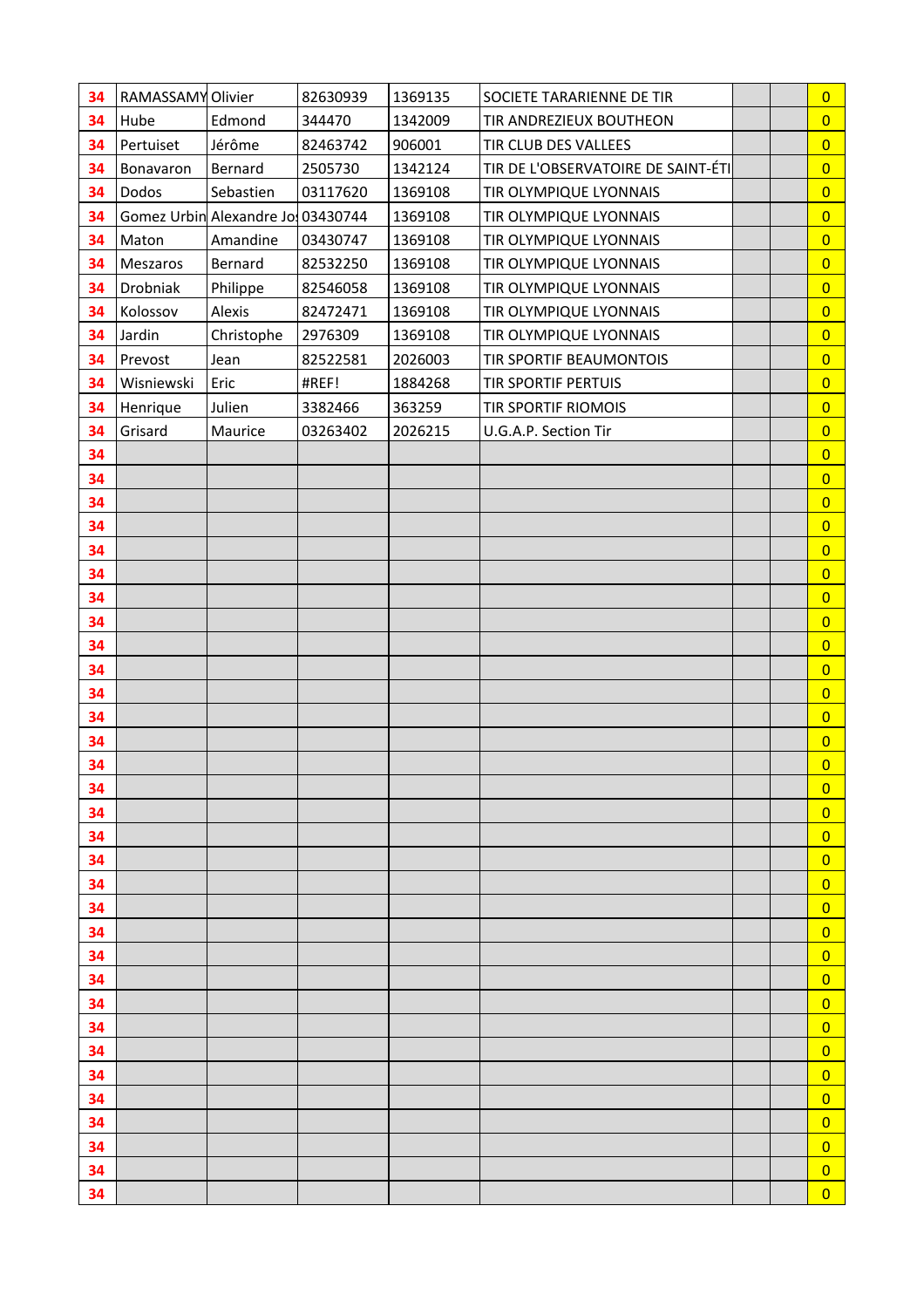| | | | | | | | | |
|---|---|---|---|---|---|---|---|---|
| 34 | RAMASSAMY | Olivier | 82630939 | 1369135 | SOCIETE TARARIENNE DE TIR | | | 0 |
| 34 | Hube | Edmond | 344470 | 1342009 | TIR ANDREZIEUX BOUTHEON | | | 0 |
| 34 | Pertuiset | Jérôme | 82463742 | 906001 | TIR CLUB DES VALLEES | | | 0 |
| 34 | Bonavaron | Bernard | 2505730 | 1342124 | TIR DE L'OBSERVATOIRE DE SAINT-ÉTI | | | 0 |
| 34 | Dodos | Sebastien | 03117620 | 1369108 | TIR OLYMPIQUE LYONNAIS | | | 0 |
| 34 | Gomez Urbin | Alexandre Jo | 03430744 | 1369108 | TIR OLYMPIQUE LYONNAIS | | | 0 |
| 34 | Maton | Amandine | 03430747 | 1369108 | TIR OLYMPIQUE LYONNAIS | | | 0 |
| 34 | Meszaros | Bernard | 82532250 | 1369108 | TIR OLYMPIQUE LYONNAIS | | | 0 |
| 34 | Drobniak | Philippe | 82546058 | 1369108 | TIR OLYMPIQUE LYONNAIS | | | 0 |
| 34 | Kolossov | Alexis | 82472471 | 1369108 | TIR OLYMPIQUE LYONNAIS | | | 0 |
| 34 | Jardin | Christophe | 2976309 | 1369108 | TIR OLYMPIQUE LYONNAIS | | | 0 |
| 34 | Prevost | Jean | 82522581 | 2026003 | TIR SPORTIF BEAUMONTOIS | | | 0 |
| 34 | Wisniewski | Eric | #REF! | 1884268 | TIR SPORTIF PERTUIS | | | 0 |
| 34 | Henrique | Julien | 3382466 | 363259 | TIR SPORTIF RIOMOIS | | | 0 |
| 34 | Grisard | Maurice | 03263402 | 2026215 | U.G.A.P. Section Tir | | | 0 |
| 34 | | | | | | | | 0 |
| 34 | | | | | | | | 0 |
| 34 | | | | | | | | 0 |
| 34 | | | | | | | | 0 |
| 34 | | | | | | | | 0 |
| 34 | | | | | | | | 0 |
| 34 | | | | | | | | 0 |
| 34 | | | | | | | | 0 |
| 34 | | | | | | | | 0 |
| 34 | | | | | | | | 0 |
| 34 | | | | | | | | 0 |
| 34 | | | | | | | | 0 |
| 34 | | | | | | | | 0 |
| 34 | | | | | | | | 0 |
| 34 | | | | | | | | 0 |
| 34 | | | | | | | | 0 |
| 34 | | | | | | | | 0 |
| 34 | | | | | | | | 0 |
| 34 | | | | | | | | 0 |
| 34 | | | | | | | | 0 |
| 34 | | | | | | | | 0 |
| 34 | | | | | | | | 0 |
| 34 | | | | | | | | 0 |
| 34 | | | | | | | | 0 |
| 34 | | | | | | | | 0 |
| 34 | | | | | | | | 0 |
| 34 | | | | | | | | 0 |
| 34 | | | | | | | | 0 |
| 34 | | | | | | | | 0 |
| 34 | | | | | | | | 0 |
| 34 | | | | | | | | 0 |
| 34 | | | | | | | | 0 |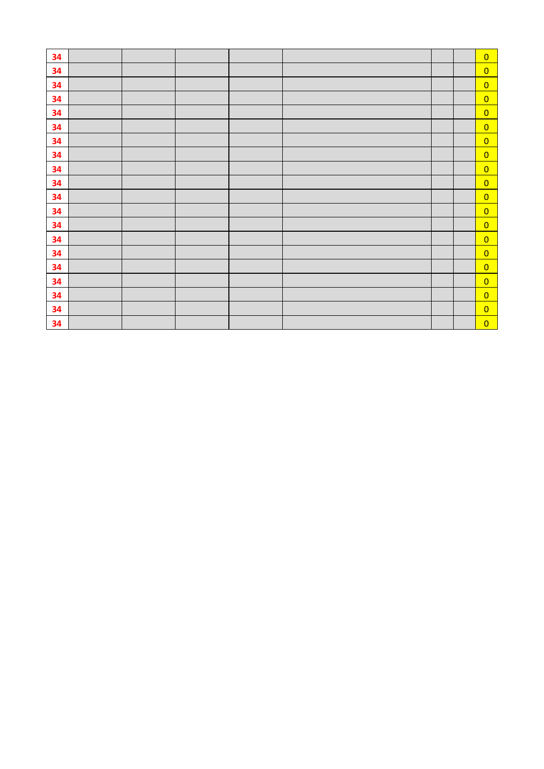| | | | | | | | | |
|---|---|---|---|---|---|---|---|---|
| 34 | | | | | | | | 0 |
| 34 | | | | | | | | 0 |
| 34 | | | | | | | | 0 |
| 34 | | | | | | | | 0 |
| 34 | | | | | | | | 0 |
| 34 | | | | | | | | 0 |
| 34 | | | | | | | | 0 |
| 34 | | | | | | | | 0 |
| 34 | | | | | | | | 0 |
| 34 | | | | | | | | 0 |
| 34 | | | | | | | | 0 |
| 34 | | | | | | | | 0 |
| 34 | | | | | | | | 0 |
| 34 | | | | | | | | 0 |
| 34 | | | | | | | | 0 |
| 34 | | | | | | | | 0 |
| 34 | | | | | | | | 0 |
| 34 | | | | | | | | 0 |
| 34 | | | | | | | | 0 |
| 34 | | | | | | | | 0 |